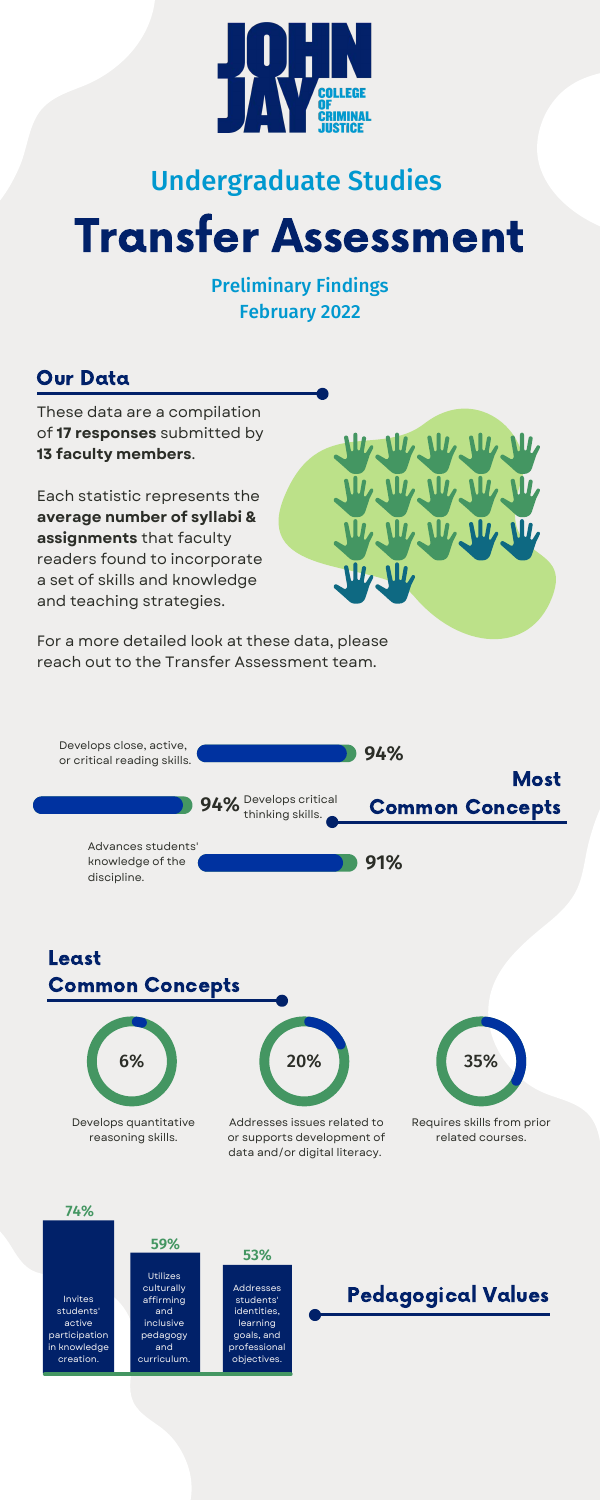JOHN JAY COLLEGE OF CRIMINAL JUSTICE

## Undergraduate Studies

# Transfer Assessment

**Preliminary Findings**
**February 2022**

## Our Data

These data are a compilation of **17 responses** submitted by **13 faculty members**.

Each statistic represents the **average number of syllabi & assignments** that faculty readers found to incorporate a set of skills and knowledge and teaching strategies.

For a more detailed look at these data, please reach out to the Transfer Assessment team.

## Most Common Concepts

- Develops close, active, or critical reading skills. **94%**
- Develops critical thinking skills. **94%**
- Advances students' knowledge of the discipline. **91%**

## Least Common Concepts

- **6%** Develops quantitative reasoning skills.
- **20%** Addresses issues related to or supports development of data and/or digital literacy.
- **35%** Requires skills from prior related courses.

## Pedagogical Values

- **74%** Invites students' active participation in knowledge creation.
- **59%** Utilizes culturally affirming and inclusive pedagogy and curriculum.
- **53%** Addresses students' identities, learning goals, and professional objectives.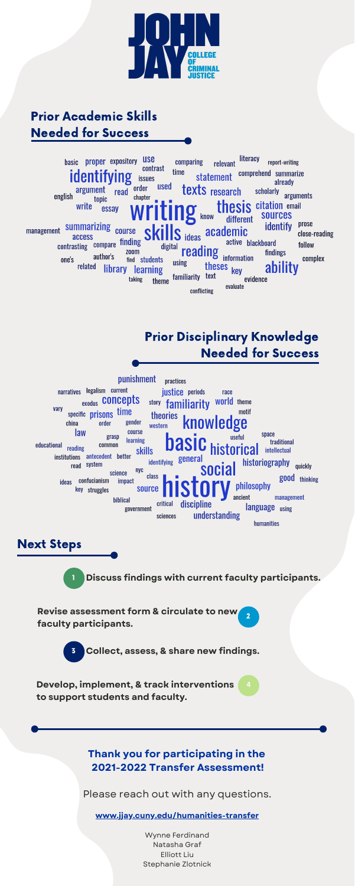JOHN JAY COLLEGE OF CRIMINAL JUSTICE

## Prior Academic Skills Needed for Success

basic proper expository use comparing relevant literacy report-writing identifying contrast time statement comprehend summarize issues already english argument order used texts research scholarly arguments topic read chapter write essay writing know thesis citation email different sources management summarizing course skills ideas academic identify prose access finding active blackboard close-reading contrasting compare digital reading findings follow zoom information one's author's find students using theses key ability complex related library learning familiarity text evidence taking theme evaluate conflicting

## Prior Disciplinary Knowledge Needed for Success

punishment practices narratives legalism current justice periods race exodus concepts story familiarity world theme vary specific prisons time theories motif china order gender western knowledge law course space grasp learning useful traditional educational reading common basic historical intellectual institutions antecedent better skills read system identifying general historiography quickly science nyc social ideas confucianism impact class good thinking key struggles source history philosophy biblical ancient management critical discipline language using government sciences understanding humanities

## Next Steps

1. Discuss findings with current faculty participants.
2. Revise assessment form & circulate to new faculty participants.
3. Collect, assess, & share new findings.
4. Develop, implement, & track interventions to support students and faculty.

**Thank you for participating in the 2021-2022 Transfer Assessment!**

Please reach out with any questions.

**www.jjay.cuny.edu/humanities-transfer**

Wynne Ferdinand
Natasha Graf
Elliott Liu
Stephanie Zlotnick